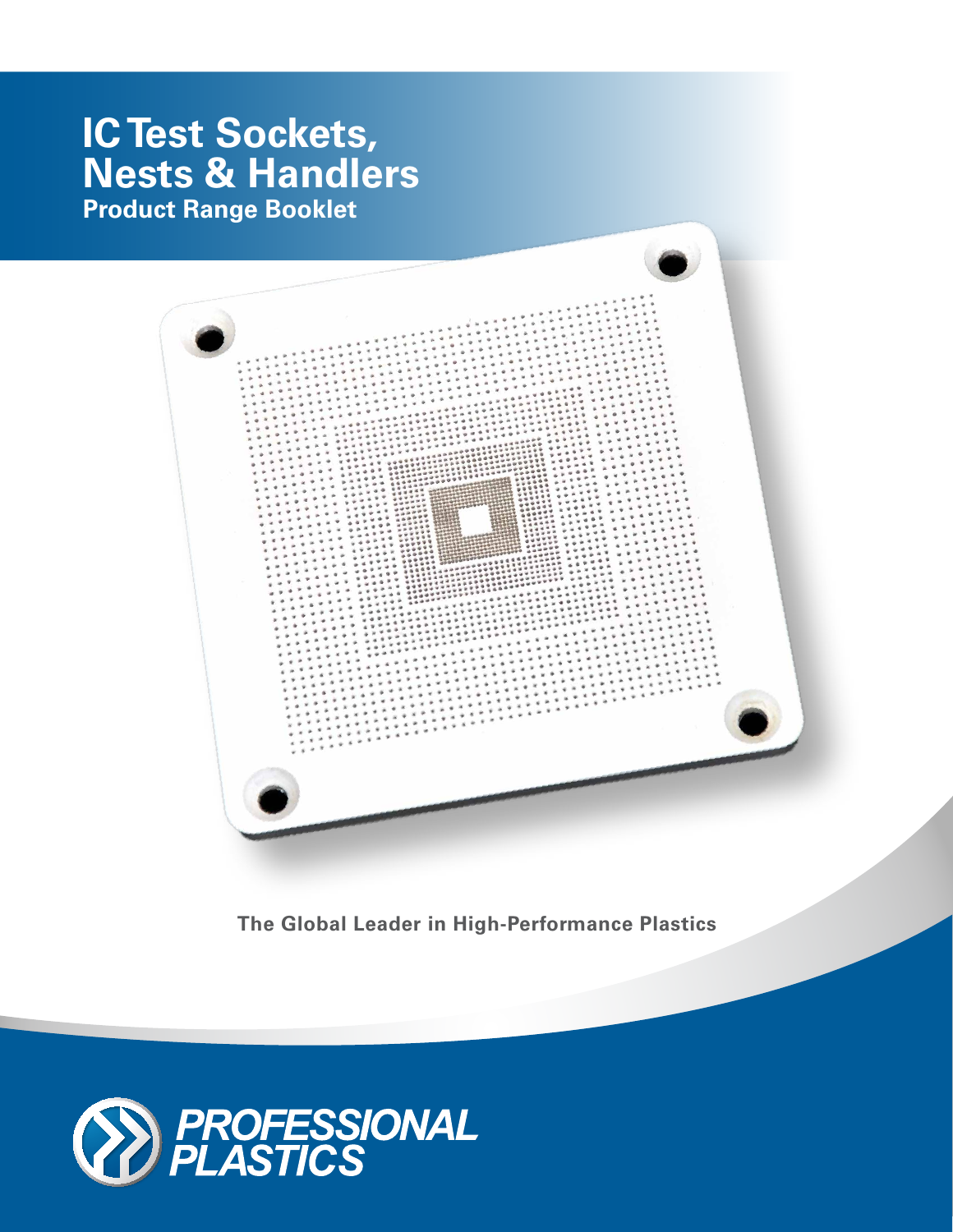# IC Test Sockets, Nests & Handlers

## Product Range Booklet

**The Global Leader in High-Performance Plastics**

PROFESSIONAL PLASTICS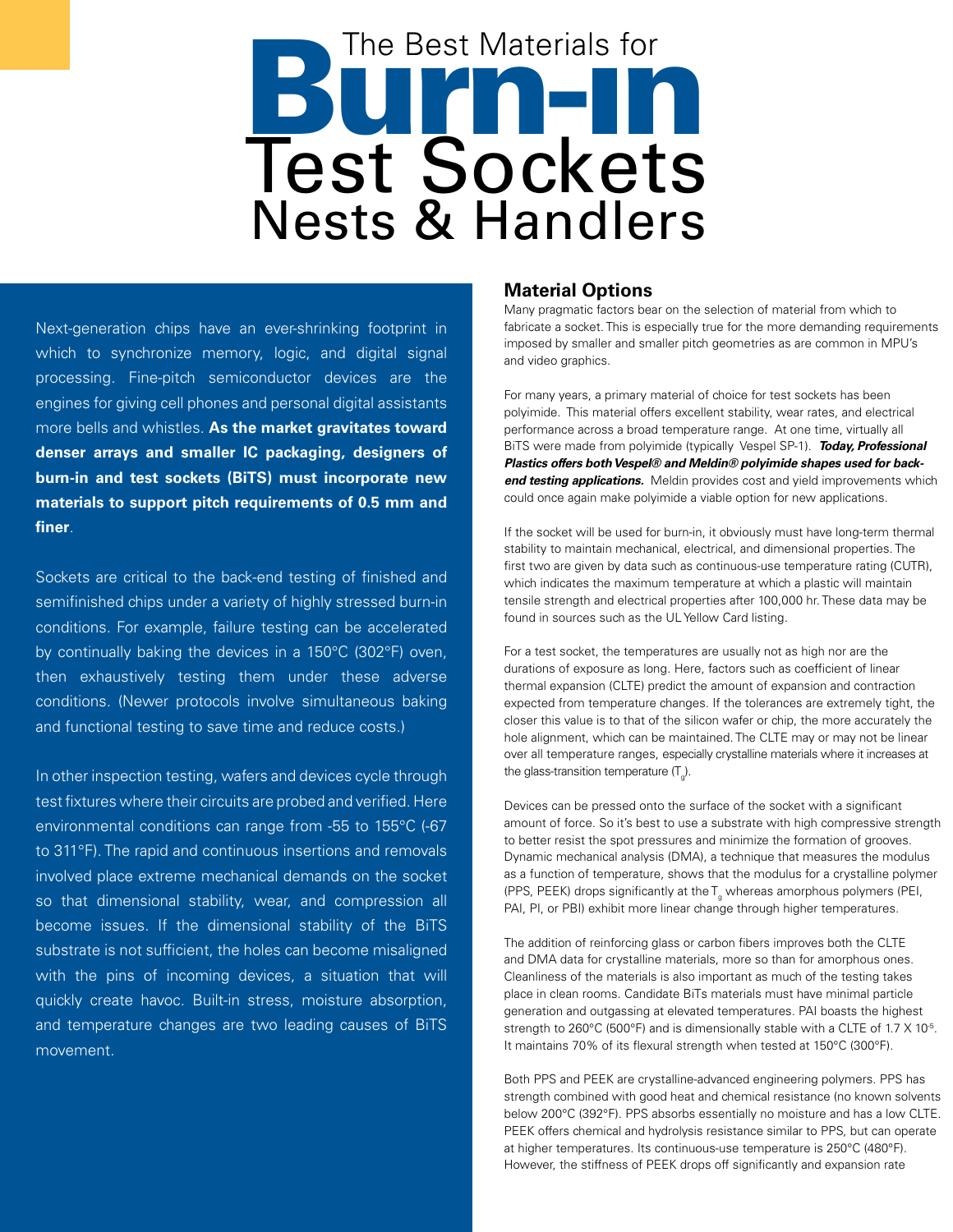# The Best Materials for Burn-in Test Sockets Nests & Handlers

Next-generation chips have an ever-shrinking footprint in which to synchronize memory, logic, and digital signal processing. Fine-pitch semiconductor devices are the engines for giving cell phones and personal digital assistants more bells and whistles. **As the market gravitates toward denser arrays and smaller IC packaging, designers of burn-in and test sockets (BiTS) must incorporate new materials to support pitch requirements of 0.5 mm and finer**.

Sockets are critical to the back-end testing of finished and semifinished chips under a variety of highly stressed burn-in conditions. For example, failure testing can be accelerated by continually baking the devices in a 150°C (302°F) oven, then exhaustively testing them under these adverse conditions. (Newer protocols involve simultaneous baking and functional testing to save time and reduce costs.)

In other inspection testing, wafers and devices cycle through test fixtures where their circuits are probed and verified. Here environmental conditions can range from -55 to 155°C (-67 to 311°F). The rapid and continuous insertions and removals involved place extreme mechanical demands on the socket so that dimensional stability, wear, and compression all become issues. If the dimensional stability of the BiTS substrate is not sufficient, the holes can become misaligned with the pins of incoming devices, a situation that will quickly create havoc. Built-in stress, moisture absorption, and temperature changes are two leading causes of BiTS movement.

## Material Options

Many pragmatic factors bear on the selection of material from which to fabricate a socket. This is especially true for the more demanding requirements imposed by smaller and smaller pitch geometries as are common in MPU's and video graphics.

For many years, a primary material of choice for test sockets has been polyimide. This material offers excellent stability, wear rates, and electrical performance across a broad temperature range. At one time, virtually all BiTS were made from polyimide (typically Vespel SP-1). ***Today, Professional Plastics offers both Vespel® and Meldin® polyimide shapes used for back-end testing applications.*** Meldin provides cost and yield improvements which could once again make polyimide a viable option for new applications.

If the socket will be used for burn-in, it obviously must have long-term thermal stability to maintain mechanical, electrical, and dimensional properties. The first two are given by data such as continuous-use temperature rating (CUTR), which indicates the maximum temperature at which a plastic will maintain tensile strength and electrical properties after 100,000 hr. These data may be found in sources such as the UL Yellow Card listing.

For a test socket, the temperatures are usually not as high nor are the durations of exposure as long. Here, factors such as coefficient of linear thermal expansion (CLTE) predict the amount of expansion and contraction expected from temperature changes. If the tolerances are extremely tight, the closer this value is to that of the silicon wafer or chip, the more accurately the hole alignment, which can be maintained. The CLTE may or may not be linear over all temperature ranges, especially crystalline materials where it increases at the glass-transition temperature ($T_g$).

Devices can be pressed onto the surface of the socket with a significant amount of force. So it's best to use a substrate with high compressive strength to better resist the spot pressures and minimize the formation of grooves. Dynamic mechanical analysis (DMA), a technique that measures the modulus as a function of temperature, shows that the modulus for a crystalline polymer (PPS, PEEK) drops significantly at the $T_g$ whereas amorphous polymers (PEI, PAI, PI, or PBI) exhibit more linear change through higher temperatures.

The addition of reinforcing glass or carbon fibers improves both the CLTE and DMA data for crystalline materials, more so than for amorphous ones. Cleanliness of the materials is also important as much of the testing takes place in clean rooms. Candidate BiTs materials must have minimal particle generation and outgassing at elevated temperatures. PAI boasts the highest strength to 260°C (500°F) and is dimensionally stable with a CLTE of $1.7 \times 10^{-5}$. It maintains 70% of its flexural strength when tested at 150°C (300°F).

Both PPS and PEEK are crystalline-advanced engineering polymers. PPS has strength combined with good heat and chemical resistance (no known solvents below 200°C (392°F). PPS absorbs essentially no moisture and has a low CLTE. PEEK offers chemical and hydrolysis resistance similar to PPS, but can operate at higher temperatures. Its continuous-use temperature is 250°C (480°F). However, the stiffness of PEEK drops off significantly and expansion rate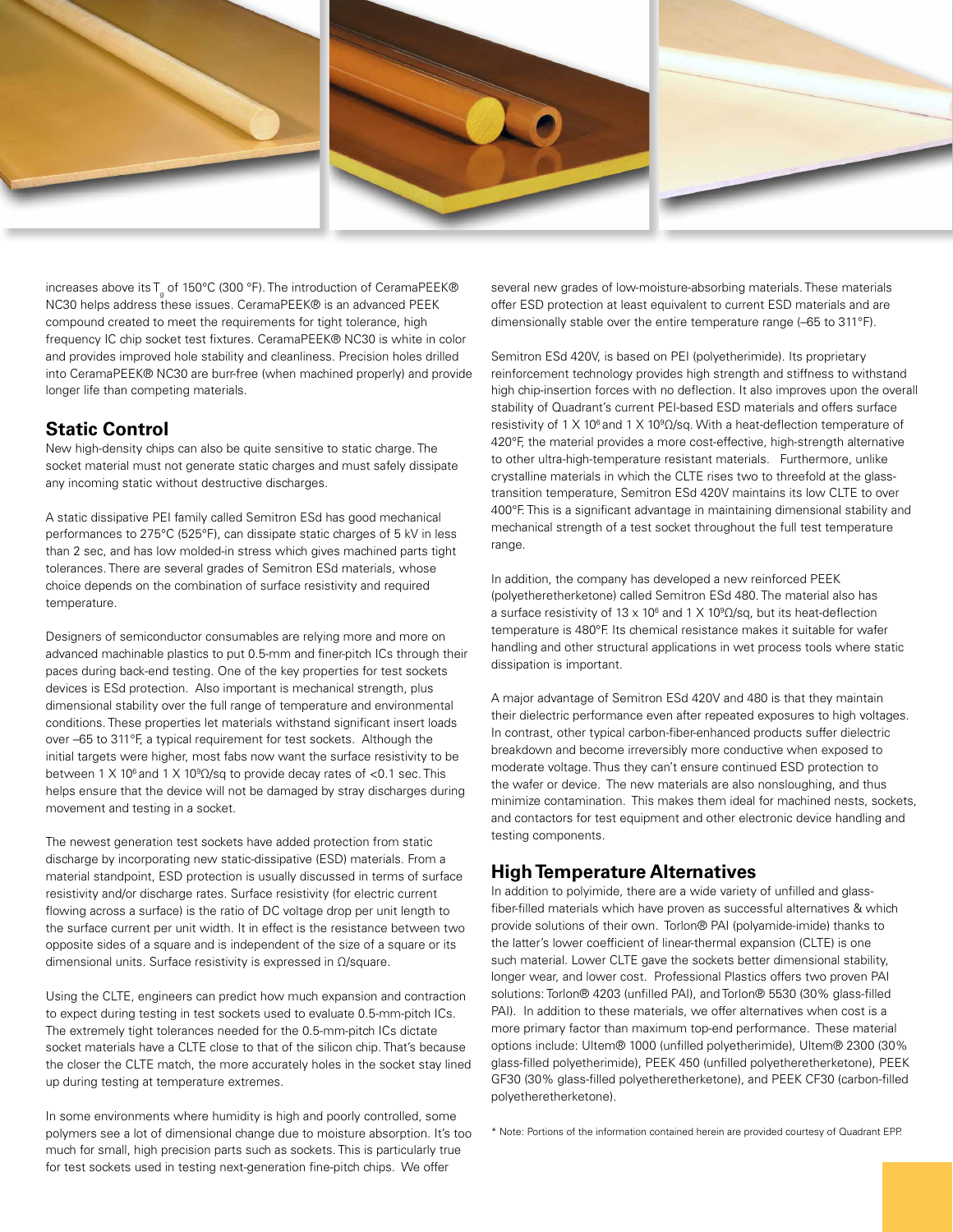increases above its $T_g$ of 150°C (300 °F). The introduction of CeramaPEEK® NC30 helps address these issues. CeramaPEEK® is an advanced PEEK compound created to meet the requirements for tight tolerance, high frequency IC chip socket test fixtures. CeramaPEEK® NC30 is white in color and provides improved hole stability and cleanliness. Precision holes drilled into CeramaPEEK® NC30 are burr-free (when machined properly) and provide longer life than competing materials.

## Static Control

New high-density chips can also be quite sensitive to static charge. The socket material must not generate static charges and must safely dissipate any incoming static without destructive discharges.

A static dissipative PEI family called Semitron ESd has good mechanical performances to 275°C (525°F), can dissipate static charges of 5 kV in less than 2 sec, and has low molded-in stress which gives machined parts tight tolerances. There are several grades of Semitron ESd materials, whose choice depends on the combination of surface resistivity and required temperature.

Designers of semiconductor consumables are relying more and more on advanced machinable plastics to put 0.5-mm and finer-pitch ICs through their paces during back-end testing. One of the key properties for test sockets devices is ESd protection. Also important is mechanical strength, plus dimensional stability over the full range of temperature and environmental conditions. These properties let materials withstand significant insert loads over –65 to 311°F, a typical requirement for test sockets. Although the initial targets were higher, most fabs now want the surface resistivity to be between 1 X $10^6$ and 1 X $10^9$Ω/sq to provide decay rates of <0.1 sec. This helps ensure that the device will not be damaged by stray discharges during movement and testing in a socket.

The newest generation test sockets have added protection from static discharge by incorporating new static-dissipative (ESD) materials. From a material standpoint, ESD protection is usually discussed in terms of surface resistivity and/or discharge rates. Surface resistivity (for electric current flowing across a surface) is the ratio of DC voltage drop per unit length to the surface current per unit width. It in effect is the resistance between two opposite sides of a square and is independent of the size of a square or its dimensional units. Surface resistivity is expressed in Ω/square.

Using the CLTE, engineers can predict how much expansion and contraction to expect during testing in test sockets used to evaluate 0.5-mm-pitch ICs. The extremely tight tolerances needed for the 0.5-mm-pitch ICs dictate socket materials have a CLTE close to that of the silicon chip. That's because the closer the CLTE match, the more accurately holes in the socket stay lined up during testing at temperature extremes.

In some environments where humidity is high and poorly controlled, some polymers see a lot of dimensional change due to moisture absorption. It's too much for small, high precision parts such as sockets. This is particularly true for test sockets used in testing next-generation fine-pitch chips. We offer several new grades of low-moisture-absorbing materials. These materials offer ESD protection at least equivalent to current ESD materials and are dimensionally stable over the entire temperature range (–65 to 311°F).

Semitron ESd 420V, is based on PEI (polyetherimide). Its proprietary reinforcement technology provides high strength and stiffness to withstand high chip-insertion forces with no deflection. It also improves upon the overall stability of Quadrant's current PEI-based ESD materials and offers surface resistivity of 1 X $10^6$ and 1 X $10^9$Ω/sq. With a heat-deflection temperature of 420°F, the material provides a more cost-effective, high-strength alternative to other ultra-high-temperature resistant materials. Furthermore, unlike crystalline materials in which the CLTE rises two to threefold at the glass-transition temperature, Semitron ESd 420V maintains its low CLTE to over 400°F. This is a significant advantage in maintaining dimensional stability and mechanical strength of a test socket throughout the full test temperature range.

In addition, the company has developed a new reinforced PEEK (polyetheretherketone) called Semitron ESd 480. The material also has a surface resistivity of 13 x $10^6$ and 1 X $10^9$Ω/sq, but its heat-deflection temperature is 480°F. Its chemical resistance makes it suitable for wafer handling and other structural applications in wet process tools where static dissipation is important.

A major advantage of Semitron ESd 420V and 480 is that they maintain their dielectric performance even after repeated exposures to high voltages. In contrast, other typical carbon-fiber-enhanced products suffer dielectric breakdown and become irreversibly more conductive when exposed to moderate voltage. Thus they can't ensure continued ESD protection to the wafer or device. The new materials are also nonsloughing, and thus minimize contamination. This makes them ideal for machined nests, sockets, and contactors for test equipment and other electronic device handling and testing components.

## High Temperature Alternatives

In addition to polyimide, there are a wide variety of unfilled and glass-fiber-filled materials which have proven as successful alternatives & which provide solutions of their own. Torlon® PAI (polyamide-imide) thanks to the latter's lower coefficient of linear-thermal expansion (CLTE) is one such material. Lower CLTE gave the sockets better dimensional stability, longer wear, and lower cost. Professional Plastics offers two proven PAI solutions: Torlon® 4203 (unfilled PAI), and Torlon® 5530 (30% glass-filled PAI). In addition to these materials, we offer alternatives when cost is a more primary factor than maximum top-end performance. These material options include: Ultem® 1000 (unfilled polyetherimide), Ultem® 2300 (30% glass-filled polyetherimide), PEEK 450 (unfilled polyetheretherketone), PEEK GF30 (30% glass-filled polyetheretherketone), and PEEK CF30 (carbon-filled polyetheretherketone).

* Note: Portions of the information contained herein are provided courtesy of Quadrant EPP.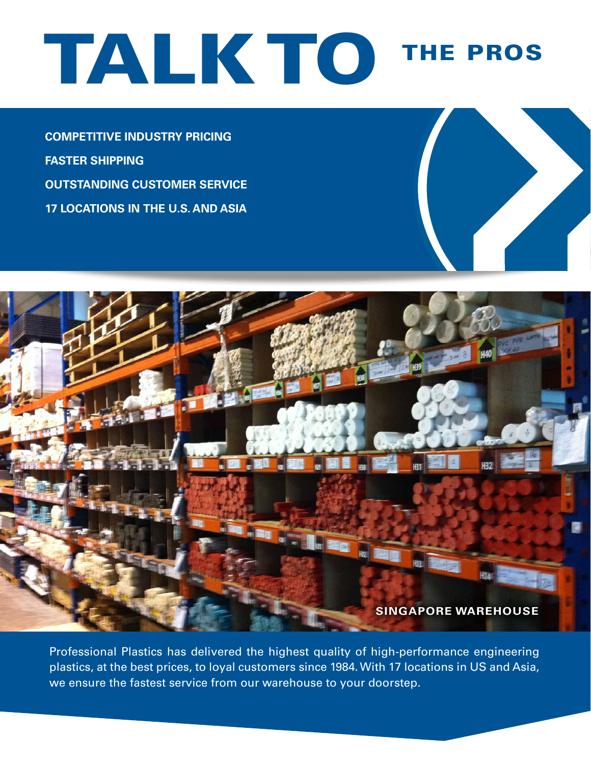# TALK TO THE PROS

**COMPETITIVE INDUSTRY PRICING**

**FASTER SHIPPING**

**OUTSTANDING CUSTOMER SERVICE**

**17 LOCATIONS IN THE U.S. AND ASIA**

**SINGAPORE WAREHOUSE**

Professional Plastics has delivered the highest quality of high-performance engineering plastics, at the best prices, to loyal customers since 1984. With 17 locations in US and Asia, we ensure the fastest service from our warehouse to your doorstep.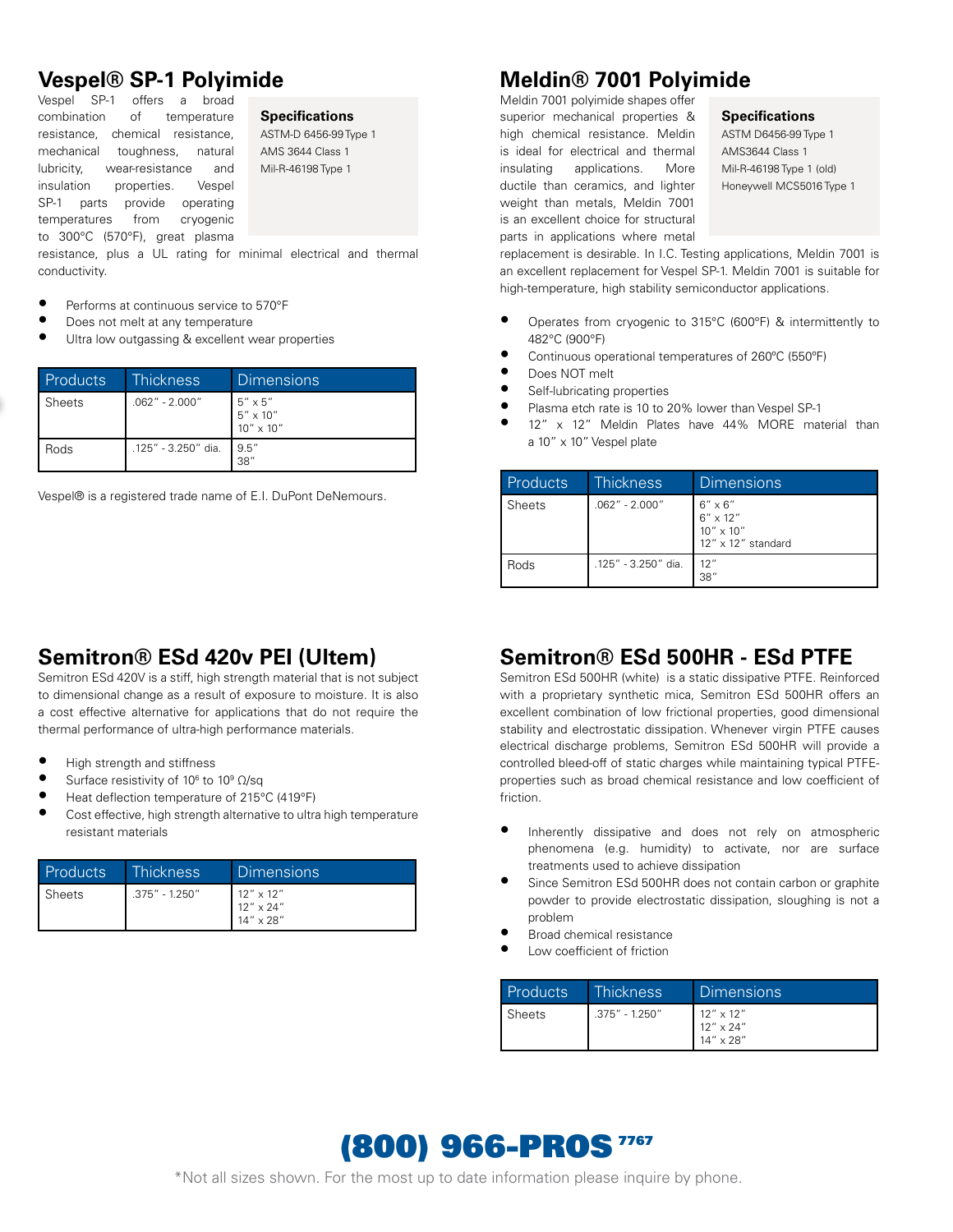## Vespel® SP-1 Polyimide

Vespel SP-1 offers a broad combination of temperature resistance, chemical resistance, mechanical toughness, natural lubricity, wear-resistance and insulation properties. Vespel SP-1 parts provide operating temperatures from cryogenic to 300°C (570°F), great plasma resistance, plus a UL rating for minimal electrical and thermal conductivity.

**Specifications**

ASTM-D 6456-99 Type 1
AMS 3644 Class 1
Mil-R-46198 Type 1

- Performs at continuous service to 570°F
- Does not melt at any temperature
- Ultra low outgassing & excellent wear properties

| Products | Thickness | Dimensions |
|---|---|---|
| Sheets | .062" - 2.000" | 5" x 5"<br>5" x 10"<br>10" x 10" |
| Rods | .125" - 3.250" dia. | 9.5"<br>38" |

Vespel® is a registered trade name of E.I. DuPont DeNemours.

## Meldin® 7001 Polyimide

Meldin 7001 polyimide shapes offer superior mechanical properties & high chemical resistance. Meldin is ideal for electrical and thermal insulating applications. More ductile than ceramics, and lighter weight than metals, Meldin 7001 is an excellent choice for structural parts in applications where metal replacement is desirable. In I.C. Testing applications, Meldin 7001 is an excellent replacement for Vespel SP-1. Meldin 7001 is suitable for high-temperature, high stability semiconductor applications.

**Specifications**

ASTM D6456-99 Type 1
AMS3644 Class 1
Mil-R-46198 Type 1 (old)
Honeywell MCS5016 Type 1

- Operates from cryogenic to 315°C (600°F) & intermittently to 482°C (900°F)
- Continuous operational temperatures of 260°C (550°F)
- Does NOT melt
- Self-lubricating properties
- Plasma etch rate is 10 to 20% lower than Vespel SP-1
- 12" x 12" Meldin Plates have 44% MORE material than a 10" x 10" Vespel plate

| Products | Thickness | Dimensions |
|---|---|---|
| Sheets | .062" - 2.000" | 6" x 6"<br>6" x 12"<br>10" x 10"<br>12" x 12" standard |
| Rods | .125" - 3.250" dia. | 12"<br>38" |

## Semitron® ESd 420v PEI (Ultem)

Semitron ESd 420V is a stiff, high strength material that is not subject to dimensional change as a result of exposure to moisture. It is also a cost effective alternative for applications that do not require the thermal performance of ultra-high performance materials.

- High strength and stiffness
- Surface resistivity of $10^6$ to $10^9$ Ω/sq
- Heat deflection temperature of 215°C (419°F)
- Cost effective, high strength alternative to ultra high temperature resistant materials

| Products | Thickness | Dimensions |
|---|---|---|
| Sheets | .375" - 1.250" | 12" x 12"<br>12" x 24"<br>14" x 28" |

## Semitron® ESd 500HR - ESd PTFE

Semitron ESd 500HR (white) is a static dissipative PTFE. Reinforced with a proprietary synthetic mica, Semitron ESd 500HR offers an excellent combination of low frictional properties, good dimensional stability and electrostatic dissipation. Whenever virgin PTFE causes electrical discharge problems, Semitron ESd 500HR will provide a controlled bleed-off of static charges while maintaining typical PTFE-properties such as broad chemical resistance and low coefficient of friction.

- Inherently dissipative and does not rely on atmospheric phenomena (e.g. humidity) to activate, nor are surface treatments used to achieve dissipation
- Since Semitron ESd 500HR does not contain carbon or graphite powder to provide electrostatic dissipation, sloughing is not a problem
- Broad chemical resistance
- Low coefficient of friction

| Products | Thickness | Dimensions |
|---|---|---|
| Sheets | .375" - 1.250" | 12" x 12"<br>12" x 24"<br>14" x 28" |

**(800) 966-PROS** 7767

*Not all sizes shown. For the most up to date information please inquire by phone.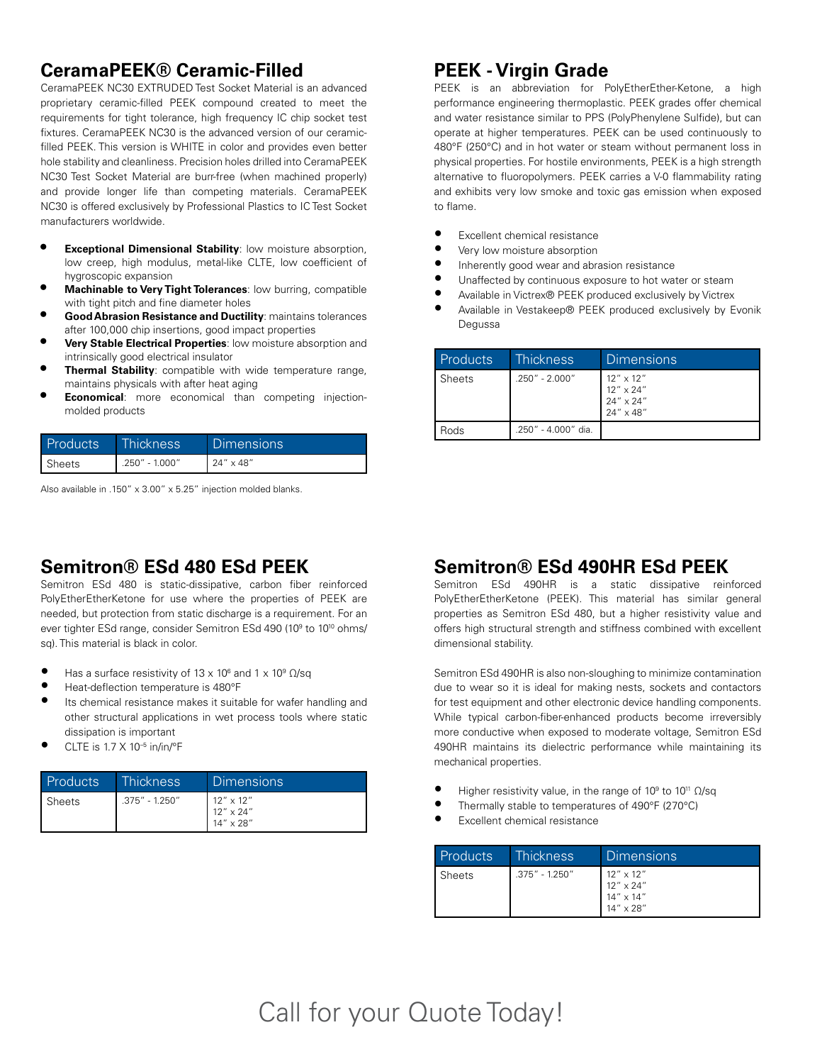## CeramaPEEK® Ceramic-Filled

CeramaPEEK NC30 EXTRUDED Test Socket Material is an advanced proprietary ceramic-filled PEEK compound created to meet the requirements for tight tolerance, high frequency IC chip socket test fixtures. CeramaPEEK NC30 is the advanced version of our ceramic-filled PEEK. This version is WHITE in color and provides even better hole stability and cleanliness. Precision holes drilled into CeramaPEEK NC30 Test Socket Material are burr-free (when machined properly) and provide longer life than competing materials. CeramaPEEK NC30 is offered exclusively by Professional Plastics to IC Test Socket manufacturers worldwide.

- **Exceptional Dimensional Stability**: low moisture absorption, low creep, high modulus, metal-like CLTE, low coefficient of hygroscopic expansion
- **Machinable to Very Tight Tolerances**: low burring, compatible with tight pitch and fine diameter holes
- **Good Abrasion Resistance and Ductility**: maintains tolerances after 100,000 chip insertions, good impact properties
- **Very Stable Electrical Properties**: low moisture absorption and intrinsically good electrical insulator
- **Thermal Stability**: compatible with wide temperature range, maintains physicals with after heat aging
- **Economical**: more economical than competing injection-molded products

| Products | Thickness | Dimensions |
|---|---|---|
| Sheets | .250" - 1.000" | 24" x 48" |

Also available in .150" x 3.00" x 5.25" injection molded blanks.

## PEEK - Virgin Grade

PEEK is an abbreviation for PolyEtherEther-Ketone, a high performance engineering thermoplastic. PEEK grades offer chemical and water resistance similar to PPS (PolyPhenylene Sulfide), but can operate at higher temperatures. PEEK can be used continuously to 480°F (250°C) and in hot water or steam without permanent loss in physical properties. For hostile environments, PEEK is a high strength alternative to fluoropolymers. PEEK carries a V-0 flammability rating and exhibits very low smoke and toxic gas emission when exposed to flame.

- Excellent chemical resistance
- Very low moisture absorption
- Inherently good wear and abrasion resistance
- Unaffected by continuous exposure to hot water or steam
- Available in Victrex® PEEK produced exclusively by Victrex
- Available in Vestakeep® PEEK produced exclusively by Evonik Degussa

| Products | Thickness | Dimensions |
|---|---|---|
| Sheets | .250" - 2.000" | 12" x 12"<br>12" x 24"<br>24" x 24"<br>24" x 48" |
| Rods | .250" - 4.000" dia. | |

## Semitron® ESd 480 ESd PEEK

Semitron ESd 480 is static-dissipative, carbon fiber reinforced PolyEtherEtherKetone for use where the properties of PEEK are needed, but protection from static discharge is a requirement. For an ever tighter ESd range, consider Semitron ESd 490 ($10^9$ to $10^{10}$ ohms/sq). This material is black in color.

- Has a surface resistivity of 13 x $10^6$ and 1 x $10^9$ Ω/sq
- Heat-deflection temperature is 480°F
- Its chemical resistance makes it suitable for wafer handling and other structural applications in wet process tools where static dissipation is important
- CLTE is 1.7 X $10^{-5}$ in/in/°F

| Products | Thickness | Dimensions |
|---|---|---|
| Sheets | .375" - 1.250" | 12" x 12"<br>12" x 24"<br>14" x 28" |

## Semitron® ESd 490HR ESd PEEK

Semitron ESd 490HR is a static dissipative reinforced PolyEtherEtherKetone (PEEK). This material has similar general properties as Semitron ESd 480, but a higher resistivity value and offers high structural strength and stiffness combined with excellent dimensional stability.

Semitron ESd 490HR is also non-sloughing to minimize contamination due to wear so it is ideal for making nests, sockets and contactors for test equipment and other electronic device handling components. While typical carbon-fiber-enhanced products become irreversibly more conductive when exposed to moderate voltage, Semitron ESd 490HR maintains its dielectric performance while maintaining its mechanical properties.

- Higher resistivity value, in the range of $10^9$ to $10^{11}$ Ω/sq
- Thermally stable to temperatures of 490°F (270°C)
- Excellent chemical resistance

| Products | Thickness | Dimensions |
|---|---|---|
| Sheets | .375" - 1.250" | 12" x 12"<br>12" x 24"<br>14" x 14"<br>14" x 28" |

Call for your Quote Today!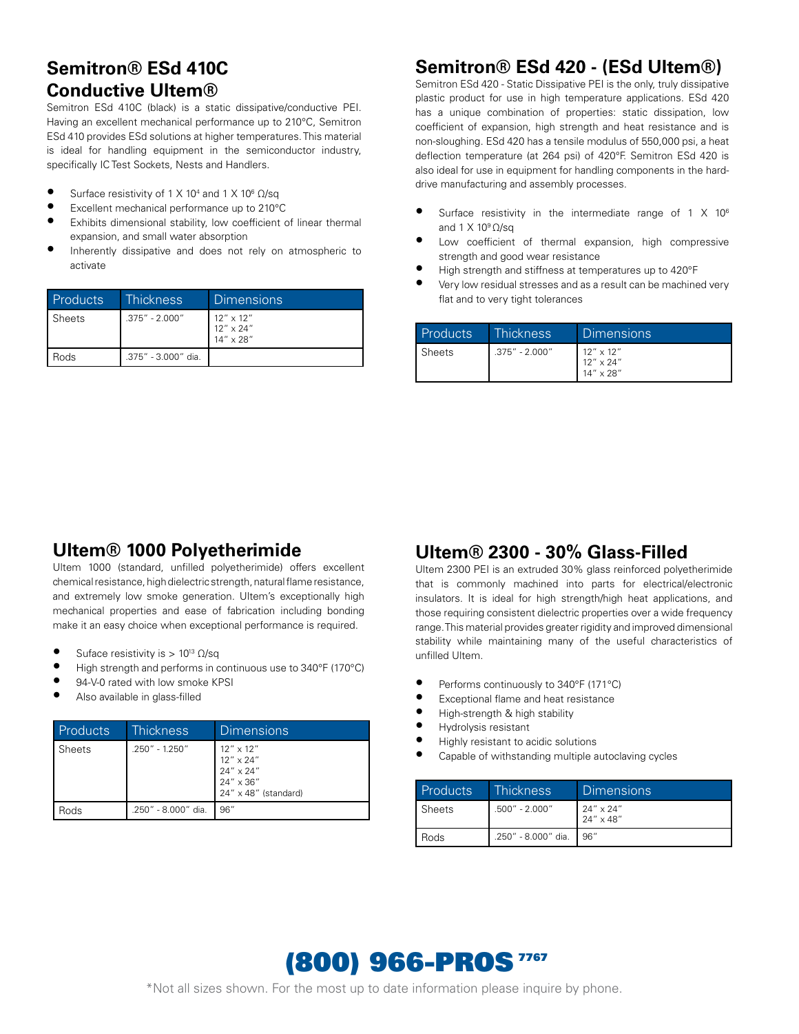## Semitron® ESd 410C Conductive Ultem®

Semitron ESd 410C (black) is a static dissipative/conductive PEI. Having an excellent mechanical performance up to 210°C, Semitron ESd 410 provides ESd solutions at higher temperatures. This material is ideal for handling equipment in the semiconductor industry, specifically IC Test Sockets, Nests and Handlers.

- Surface resistivity of 1 X $10^4$ and 1 X $10^6$ Ω/sq
- Excellent mechanical performance up to 210°C
- Exhibits dimensional stability, low coefficient of linear thermal expansion, and small water absorption
- Inherently dissipative and does not rely on atmospheric to activate

| Products | Thickness | Dimensions |
|---|---|---|
| Sheets | .375" - 2.000" | 12" x 12"<br>12" x 24"<br>14" x 28" |
| Rods | .375" - 3.000" dia. | |

## Semitron® ESd 420 - (ESd Ultem®)

Semitron ESd 420 - Static Dissipative PEI is the only, truly dissipative plastic product for use in high temperature applications. ESd 420 has a unique combination of properties: static dissipation, low coefficient of expansion, high strength and heat resistance and is non-sloughing. ESd 420 has a tensile modulus of 550,000 psi, a heat deflection temperature (at 264 psi) of 420°F. Semitron ESd 420 is also ideal for use in equipment for handling components in the hard-drive manufacturing and assembly processes.

- Surface resistivity in the intermediate range of 1 X $10^6$ and 1 X $10^9$ Ω/sq
- Low coefficient of thermal expansion, high compressive strength and good wear resistance
- High strength and stiffness at temperatures up to 420°F
- Very low residual stresses and as a result can be machined very flat and to very tight tolerances

| Products | Thickness | Dimensions |
|---|---|---|
| Sheets | .375" - 2.000" | 12" x 12"<br>12" x 24"<br>14" x 28" |

## Ultem® 1000 Polyetherimide

Ultem 1000 (standard, unfilled polyetherimide) offers excellent chemical resistance, high dielectric strength, natural flame resistance, and extremely low smoke generation. Ultem's exceptionally high mechanical properties and ease of fabrication including bonding make it an easy choice when exceptional performance is required.

- Suface resistivity is > $10^{13}$ Ω/sq
- High strength and performs in continuous use to 340°F (170°C)
- 94-V-0 rated with low smoke KPSI
- Also available in glass-filled

| Products | Thickness | Dimensions |
|---|---|---|
| Sheets | .250" - 1.250" | 12" x 12"<br>12" x 24"<br>24" x 24"<br>24" x 36"<br>24" x 48" (standard) |
| Rods | .250" - 8.000" dia. | 96" |

## Ultem® 2300 - 30% Glass-Filled

Ultem 2300 PEI is an extruded 30% glass reinforced polyetherimide that is commonly machined into parts for electrical/electronic insulators. It is ideal for high strength/high heat applications, and those requiring consistent dielectric properties over a wide frequency range. This material provides greater rigidity and improved dimensional stability while maintaining many of the useful characteristics of unfilled Ultem.

- Performs continuously to 340°F (171°C)
- Exceptional flame and heat resistance
- High-strength & high stability
- Hydrolysis resistant
- Highly resistant to acidic solutions
- Capable of withstanding multiple autoclaving cycles

| Products | Thickness | Dimensions |
|---|---|---|
| Sheets | .500" - 2.000" | 24" x 24"<br>24" x 48" |
| Rods | .250" - 8.000" dia. | 96" |

**(800) 966-PROS** 7767

*Not all sizes shown. For the most up to date information please inquire by phone.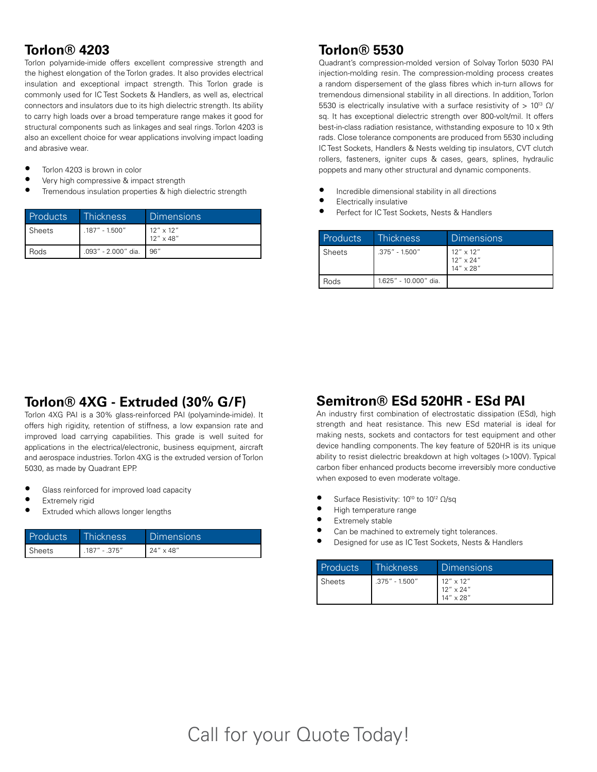## Torlon® 4203

Torlon polyamide-imide offers excellent compressive strength and the highest elongation of the Torlon grades. It also provides electrical insulation and exceptional impact strength. This Torlon grade is commonly used for IC Test Sockets & Handlers, as well as, electrical connectors and insulators due to its high dielectric strength. Its ability to carry high loads over a broad temperature range makes it good for structural components such as linkages and seal rings. Torlon 4203 is also an excellent choice for wear applications involving impact loading and abrasive wear.

- Torlon 4203 is brown in color
- Very high compressive & impact strength
- Tremendous insulation properties & high dielectric strength

| Products | Thickness | Dimensions |
|---|---|---|
| Sheets | .187" - 1.500" | 12" x 12"<br>12" x 48" |
| Rods | .093" - 2.000" dia. | 96" |

## Torlon® 5530

Quadrant's compression-molded version of Solvay Torlon 5030 PAI injection-molding resin. The compression-molding process creates a random dispersement of the glass fibres which in-turn allows for tremendous dimensional stability in all directions. In addition, Torlon 5530 is electrically insulative with a surface resistivity of > $10^{13}$ Ω/sq. It has exceptional dielectric strength over 800-volt/mil. It offers best-in-class radiation resistance, withstanding exposure to 10 x 9th rads. Close tolerance components are produced from 5530 including IC Test Sockets, Handlers & Nests welding tip insulators, CVT clutch rollers, fasteners, igniter cups & cases, gears, splines, hydraulic poppets and many other structural and dynamic components.

- Incredible dimensional stability in all directions
- Electrically insulative
- Perfect for IC Test Sockets, Nests & Handlers

| Products | Thickness | Dimensions |
|---|---|---|
| Sheets | .375" - 1.500" | 12" x 12"<br>12" x 24"<br>14" x 28" |
| Rods | 1.625" - 10.000" dia. | |

## Torlon® 4XG - Extruded (30% G/F)

Torlon 4XG PAI is a 30% glass-reinforced PAI (polyaminde-imide). It offers high rigidity, retention of stiffness, a low expansion rate and improved load carrying capabilities. This grade is well suited for applications in the electrical/electronic, business equipment, aircraft and aerospace industries. Torlon 4XG is the extruded version of Torlon 5030, as made by Quadrant EPP.

- Glass reinforced for improved load capacity
- Extremely rigid
- Extruded which allows longer lengths

| Products | Thickness | Dimensions |
|---|---|---|
| Sheets | .187" - .375" | 24" x 48" |

## Semitron® ESd 520HR - ESd PAI

An industry first combination of electrostatic dissipation (ESd), high strength and heat resistance. This new ESd material is ideal for making nests, sockets and contactors for test equipment and other device handling components. The key feature of 520HR is its unique ability to resist dielectric breakdown at high voltages (>100V). Typical carbon fiber enhanced products become irreversibly more conductive when exposed to even moderate voltage.

- Surface Resistivity: $10^{10}$ to $10^{12}$ Ω/sq
- High temperature range
- Extremely stable
- Can be machined to extremely tight tolerances.
- Designed for use as IC Test Sockets, Nests & Handlers

| Products | Thickness | Dimensions |
|---|---|---|
| Sheets | .375" - 1.500" | 12" x 12"<br>12" x 24"<br>14" x 28" |

Call for your Quote Today!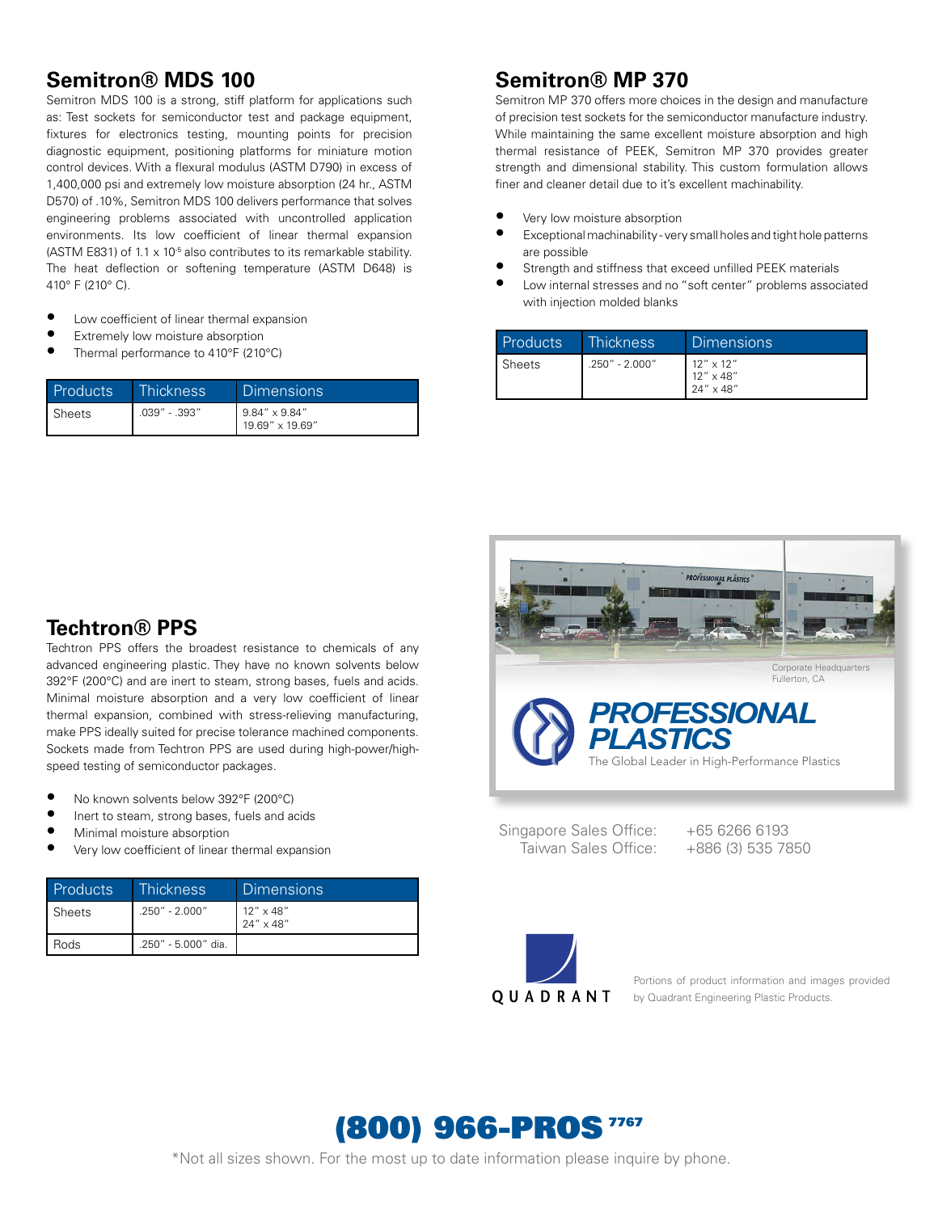## Semitron® MDS 100

Semitron MDS 100 is a strong, stiff platform for applications such as: Test sockets for semiconductor test and package equipment, fixtures for electronics testing, mounting points for precision diagnostic equipment, positioning platforms for miniature motion control devices. With a flexural modulus (ASTM D790) in excess of 1,400,000 psi and extremely low moisture absorption (24 hr., ASTM D570) of .10%, Semitron MDS 100 delivers performance that solves engineering problems associated with uncontrolled application environments. Its low coefficient of linear thermal expansion (ASTM E831) of $1.1 \times 10^{-5}$ also contributes to its remarkable stability. The heat deflection or softening temperature (ASTM D648) is 410° F (210° C).

- Low coefficient of linear thermal expansion
- Extremely low moisture absorption
- Thermal performance to 410°F (210°C)

| Products | Thickness | Dimensions |
|---|---|---|
| Sheets | .039" - .393" | 9.84" x 9.84"<br>19.69" x 19.69" |

## Semitron® MP 370

Semitron MP 370 offers more choices in the design and manufacture of precision test sockets for the semiconductor manufacture industry. While maintaining the same excellent moisture absorption and high thermal resistance of PEEK, Semitron MP 370 provides greater strength and dimensional stability. This custom formulation allows finer and cleaner detail due to it's excellent machinability.

- Very low moisture absorption
- Exceptional machinability - very small holes and tight hole patterns are possible
- Strength and stiffness that exceed unfilled PEEK materials
- Low internal stresses and no "soft center" problems associated with injection molded blanks

| Products | Thickness | Dimensions |
|---|---|---|
| Sheets | .250" - 2.000" | 12" x 12"<br>12" x 48"<br>24" x 48" |

## Techtron® PPS

Techtron PPS offers the broadest resistance to chemicals of any advanced engineering plastic. They have no known solvents below 392°F (200°C) and are inert to steam, strong bases, fuels and acids. Minimal moisture absorption and a very low coefficient of linear thermal expansion, combined with stress-relieving manufacturing, make PPS ideally suited for precise tolerance machined components. Sockets made from Techtron PPS are used during high-power/high-speed testing of semiconductor packages.

- No known solvents below 392°F (200°C)
- Inert to steam, strong bases, fuels and acids
- Minimal moisture absorption
- Very low coefficient of linear thermal expansion

| Products | Thickness | Dimensions |
|---|---|---|
| Sheets | .250" - 2.000" | 12" x 48"<br>24" x 48" |
| Rods | .250" - 5.000" dia. | |

Corporate Headquarters
Fullerton, CA

**PROFESSIONAL PLASTICS**
The Global Leader in High-Performance Plastics

Singapore Sales Office: +65 6266 6193
Taiwan Sales Office: +886 (3) 535 7850

QUADRANT

Portions of product information and images provided by Quadrant Engineering Plastic Products.

**(800) 966-PROS 7767**

*Not all sizes shown. For the most up to date information please inquire by phone.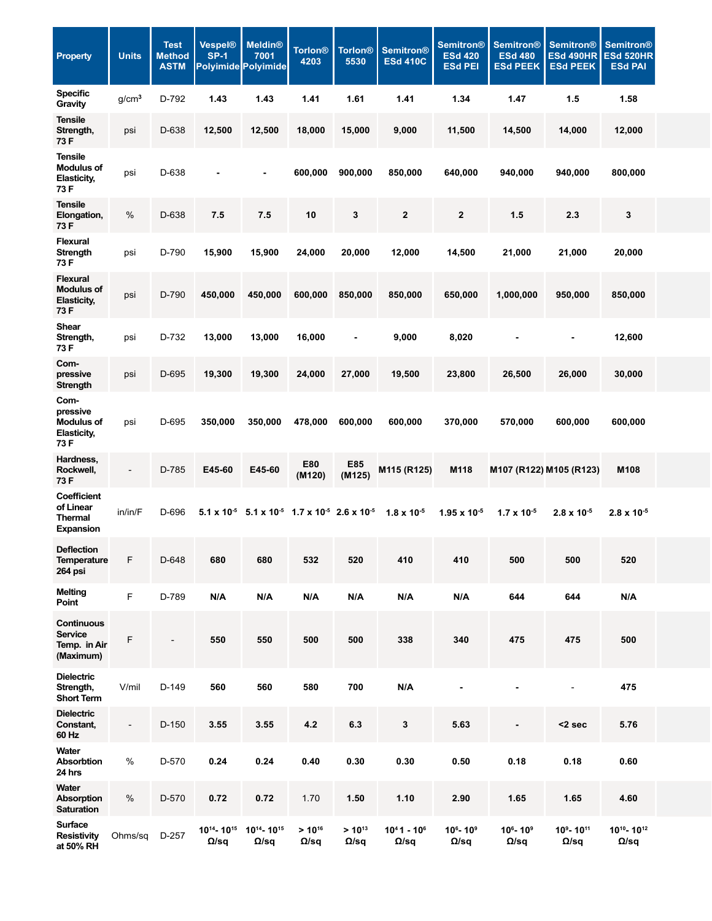| Property | Units | Test Method ASTM | Vespel® SP-1 Polyimide | Meldin® 7001 Polyimide | Torlon® 4203 | Torlon® 5530 | Semitron® ESd 410C | Semitron® ESd 420 ESd PEI | Semitron® ESd 480 ESd PEEK | Semitron® ESd 490HR ESd PEEK | Semitron® ESd 520HR ESd PAI |
|---|---|---|---|---|---|---|---|---|---|---|---|
| Specific Gravity | g/cm³ | D-792 | 1.43 | 1.43 | 1.41 | 1.61 | 1.41 | 1.34 | 1.47 | 1.5 | 1.58 |
| Tensile Strength, 73 F | psi | D-638 | 12,500 | 12,500 | 18,000 | 15,000 | 9,000 | 11,500 | 14,500 | 14,000 | 12,000 |
| Tensile Modulus of Elasticity, 73 F | psi | D-638 | - | - | 600,000 | 900,000 | 850,000 | 640,000 | 940,000 | 940,000 | 800,000 |
| Tensile Elongation, 73 F | % | D-638 | 7.5 | 7.5 | 10 | 3 | 2 | 2 | 1.5 | 2.3 | 3 |
| Flexural Strength 73 F | psi | D-790 | 15,900 | 15,900 | 24,000 | 20,000 | 12,000 | 14,500 | 21,000 | 21,000 | 20,000 |
| Flexural Modulus of Elasticity, 73 F | psi | D-790 | 450,000 | 450,000 | 600,000 | 850,000 | 850,000 | 650,000 | 1,000,000 | 950,000 | 850,000 |
| Shear Strength, 73 F | psi | D-732 | 13,000 | 13,000 | 16,000 | - | 9,000 | 8,020 | - | - | 12,600 |
| Compressive Strength | psi | D-695 | 19,300 | 19,300 | 24,000 | 27,000 | 19,500 | 23,800 | 26,500 | 26,000 | 30,000 |
| Compressive Modulus of Elasticity, 73 F | psi | D-695 | 350,000 | 350,000 | 478,000 | 600,000 | 600,000 | 370,000 | 570,000 | 600,000 | 600,000 |
| Hardness, Rockwell, 73 F | - | D-785 | E45-60 | E45-60 | E80 (M120) | E85 (M125) | M115 (R125) | M118 | M107 (R122) | M105 (R123) | M108 |
| Coefficient of Linear Thermal Expansion | in/in/F | D-696 | $5.1 \times 10^{-5}$ | $5.1 \times 10^{-5}$ | $1.7 \times 10^{-5}$ | $2.6 \times 10^{-5}$ | $1.8 \times 10^{-5}$ | $1.95 \times 10^{-5}$ | $1.7 \times 10^{-5}$ | $2.8 \times 10^{-5}$ | $2.8 \times 10^{-5}$ |
| Deflection Temperature 264 psi | F | D-648 | 680 | 680 | 532 | 520 | 410 | 410 | 500 | 500 | 520 |
| Melting Point | F | D-789 | N/A | N/A | N/A | N/A | N/A | N/A | 644 | 644 | N/A |
| Continuous Service Temp. in Air (Maximum) | F | - | 550 | 550 | 500 | 500 | 338 | 340 | 475 | 475 | 500 |
| Dielectric Strength, Short Term | V/mil | D-149 | 560 | 560 | 580 | 700 | N/A | - | - | - | 475 |
| Dielectric Constant, 60 Hz | - | D-150 | 3.55 | 3.55 | 4.2 | 6.3 | 3 | 5.63 | - | <2 sec | 5.76 |
| Water Absorbtion 24 hrs | % | D-570 | 0.24 | 0.24 | 0.40 | 0.30 | 0.30 | 0.50 | 0.18 | 0.18 | 0.60 |
| Water Absorption Saturation | % | D-570 | 0.72 | 0.72 | 1.70 | 1.50 | 1.10 | 2.90 | 1.65 | 1.65 | 4.60 |
| Surface Resistivity at 50% RH | Ohms/sq | D-257 | $10^{14}$- $10^{15}$ Ω/sq | $10^{14}$- $10^{15}$ Ω/sq | > $10^{16}$ Ω/sq | > $10^{13}$ Ω/sq | $10^{4}$1 - $10^{6}$ Ω/sq | $10^{6}$- $10^{9}$ Ω/sq | $10^{6}$- $10^{9}$ Ω/sq | $10^{9}$- $10^{11}$ Ω/sq | $10^{10}$- $10^{12}$ Ω/sq |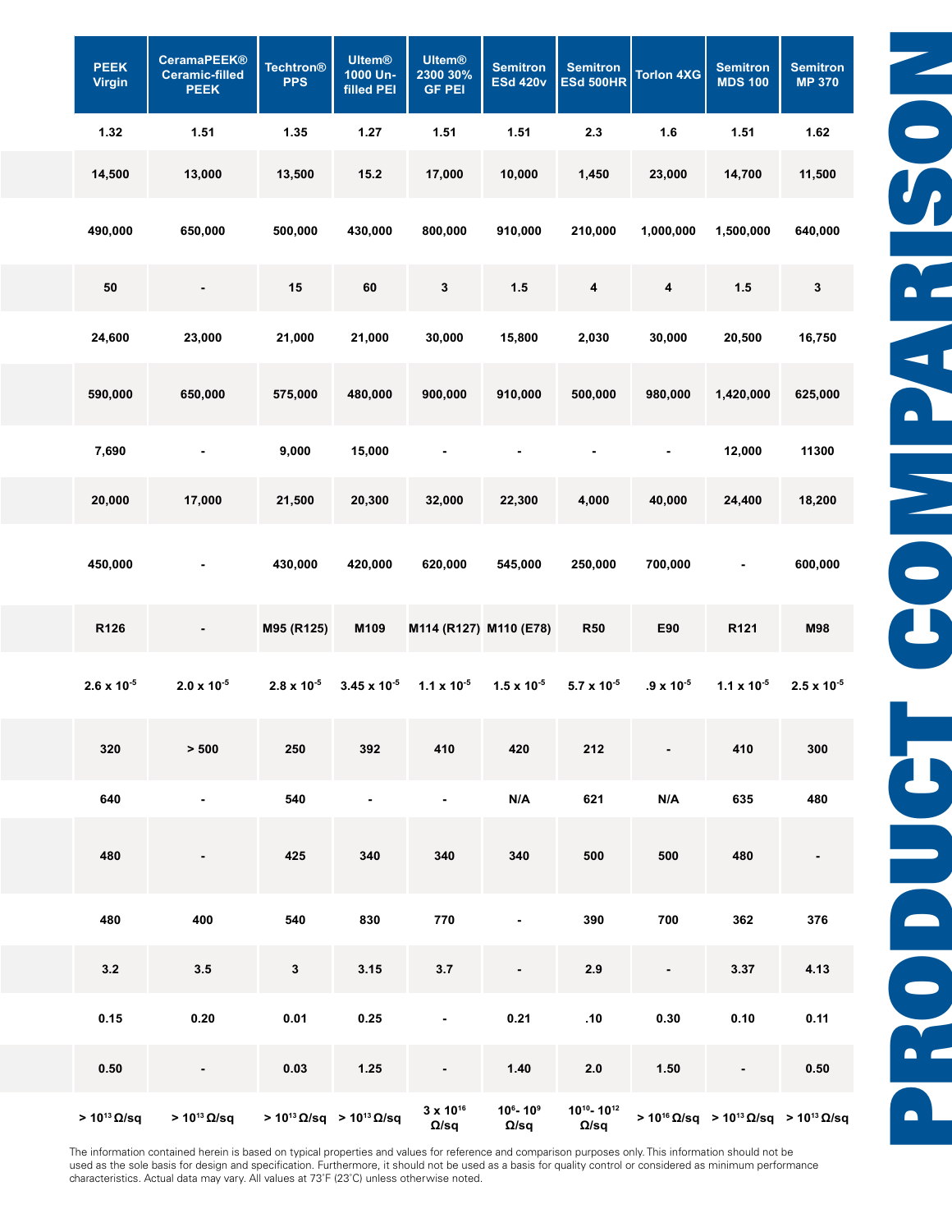# PRODUCT COMPARISON

| PEEK Virgin | CeramaPEEK® Ceramic-filled PEEK | Techtron® PPS | Ultem® 1000 Un-filled PEI | Ultem® 2300 30% GF PEI | Semitron ESd 420v | Semitron ESd 500HR | Torlon 4XG | Semitron MDS 100 | Semitron MP 370 |
|---|---|---|---|---|---|---|---|---|---|
| 1.32 | 1.51 | 1.35 | 1.27 | 1.51 | 1.51 | 2.3 | 1.6 | 1.51 | 1.62 |
| 14,500 | 13,000 | 13,500 | 15.2 | 17,000 | 10,000 | 1,450 | 23,000 | 14,700 | 11,500 |
| 490,000 | 650,000 | 500,000 | 430,000 | 800,000 | 910,000 | 210,000 | 1,000,000 | 1,500,000 | 640,000 |
| 50 | - | 15 | 60 | 3 | 1.5 | 4 | 4 | 1.5 | 3 |
| 24,600 | 23,000 | 21,000 | 21,000 | 30,000 | 15,800 | 2,030 | 30,000 | 20,500 | 16,750 |
| 590,000 | 650,000 | 575,000 | 480,000 | 900,000 | 910,000 | 500,000 | 980,000 | 1,420,000 | 625,000 |
| 7,690 | - | 9,000 | 15,000 | - | - | - | - | 12,000 | 11300 |
| 20,000 | 17,000 | 21,500 | 20,300 | 32,000 | 22,300 | 4,000 | 40,000 | 24,400 | 18,200 |
| 450,000 | - | 430,000 | 420,000 | 620,000 | 545,000 | 250,000 | 700,000 | - | 600,000 |
| R126 | - | M95 (R125) | M109 | M114 (R127) | M110 (E78) | R50 | E90 | R121 | M98 |
| $2.6 \times 10^{-5}$ | $2.0 \times 10^{-5}$ | $2.8 \times 10^{-5}$ | $3.45 \times 10^{-5}$ | $1.1 \times 10^{-5}$ | $1.5 \times 10^{-5}$ | $5.7 \times 10^{-5}$ | $.9 \times 10^{-5}$ | $1.1 \times 10^{-5}$ | $2.5 \times 10^{-5}$ |
| 320 | > 500 | 250 | 392 | 410 | 420 | 212 | - | 410 | 300 |
| 640 | - | 540 | - | - | N/A | 621 | N/A | 635 | 480 |
| 480 | - | 425 | 340 | 340 | 340 | 500 | 500 | 480 | - |
| 480 | 400 | 540 | 830 | 770 | - | 390 | 700 | 362 | 376 |
| 3.2 | 3.5 | 3 | 3.15 | 3.7 | - | 2.9 | - | 3.37 | 4.13 |
| 0.15 | 0.20 | 0.01 | 0.25 | - | 0.21 | .10 | 0.30 | 0.10 | 0.11 |
| 0.50 | - | 0.03 | 1.25 | - | 1.40 | 2.0 | 1.50 | - | 0.50 |
| > $10^{13}$ Ω/sq | > $10^{13}$ Ω/sq | > $10^{13}$ Ω/sq | > $10^{13}$ Ω/sq | $3 \times 10^{16}$ Ω/sq | $10^{6}$- $10^{9}$ Ω/sq | $10^{10}$- $10^{12}$ Ω/sq | > $10^{16}$ Ω/sq | > $10^{13}$ Ω/sq | > $10^{13}$ Ω/sq |

The information contained herein is based on typical properties and values for reference and comparison purposes only. This information should not be used as the sole basis for design and specification. Furthermore, it should not be used as a basis for quality control or considered as minimum performance characteristics. Actual data may vary. All values at 73˚F (23˚C) unless otherwise noted.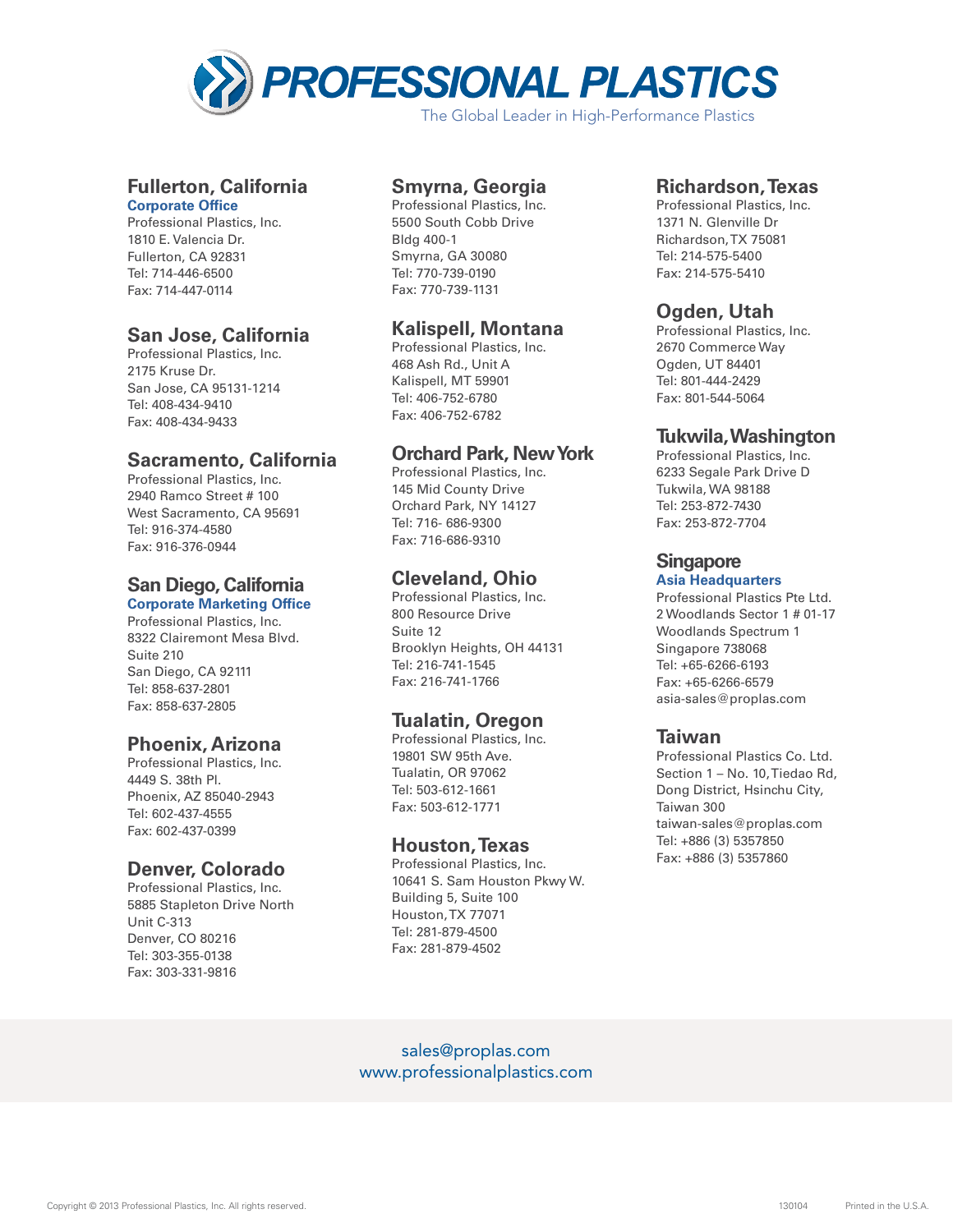# PROFESSIONAL PLASTICS

The Global Leader in High-Performance Plastics

## Fullerton, California

**Corporate Office**

Professional Plastics, Inc.
1810 E. Valencia Dr.
Fullerton, CA 92831
Tel: 714-446-6500
Fax: 714-447-0114

## San Jose, California

Professional Plastics, Inc.
2175 Kruse Dr.
San Jose, CA 95131-1214
Tel: 408-434-9410
Fax: 408-434-9433

## Sacramento, California

Professional Plastics, Inc.
2940 Ramco Street # 100
West Sacramento, CA 95691
Tel: 916-374-4580
Fax: 916-376-0944

## San Diego, California

**Corporate Marketing Office**

Professional Plastics, Inc.
8322 Clairemont Mesa Blvd.
Suite 210
San Diego, CA 92111
Tel: 858-637-2801
Fax: 858-637-2805

## Phoenix, Arizona

Professional Plastics, Inc.
4449 S. 38th Pl.
Phoenix, AZ 85040-2943
Tel: 602-437-4555
Fax: 602-437-0399

## Denver, Colorado

Professional Plastics, Inc.
5885 Stapleton Drive North
Unit C-313
Denver, CO 80216
Tel: 303-355-0138
Fax: 303-331-9816

## Smyrna, Georgia

Professional Plastics, Inc.
5500 South Cobb Drive
Bldg 400-1
Smyrna, GA 30080
Tel: 770-739-0190
Fax: 770-739-1131

## Kalispell, Montana

Professional Plastics, Inc.
468 Ash Rd., Unit A
Kalispell, MT 59901
Tel: 406-752-6780
Fax: 406-752-6782

## Orchard Park, New York

Professional Plastics, Inc.
145 Mid County Drive
Orchard Park, NY 14127
Tel: 716- 686-9300
Fax: 716-686-9310

## Cleveland, Ohio

Professional Plastics, Inc.
800 Resource Drive
Suite 12
Brooklyn Heights, OH 44131
Tel: 216-741-1545
Fax: 216-741-1766

## Tualatin, Oregon

Professional Plastics, Inc.
19801 SW 95th Ave.
Tualatin, OR 97062
Tel: 503-612-1661
Fax: 503-612-1771

## Houston, Texas

Professional Plastics, Inc.
10641 S. Sam Houston Pkwy W.
Building 5, Suite 100
Houston, TX 77071
Tel: 281-879-4500
Fax: 281-879-4502

## Richardson, Texas

Professional Plastics, Inc.
1371 N. Glenville Dr
Richardson, TX 75081
Tel: 214-575-5400
Fax: 214-575-5410

## Ogden, Utah

Professional Plastics, Inc.
2670 Commerce Way
Ogden, UT 84401
Tel: 801-444-2429
Fax: 801-544-5064

## Tukwila, Washington

Professional Plastics, Inc.
6233 Segale Park Drive D
Tukwila, WA 98188
Tel: 253-872-7430
Fax: 253-872-7704

## Singapore

**Asia Headquarters**

Professional Plastics Pte Ltd.
2 Woodlands Sector 1 # 01-17
Woodlands Spectrum 1
Singapore 738068
Tel: +65-6266-6193
Fax: +65-6266-6579
asia-sales@proplas.com

## Taiwan

Professional Plastics Co. Ltd.
Section 1 – No. 10, Tiedao Rd,
Dong District, Hsinchu City,
Taiwan 300
taiwan-sales@proplas.com
Tel: +886 (3) 5357850
Fax: +886 (3) 5357860

sales@proplas.com
www.professionalplastics.com

Copyright © 2013 Professional Plastics, Inc. All rights reserved. 130104 Printed in the U.S.A.